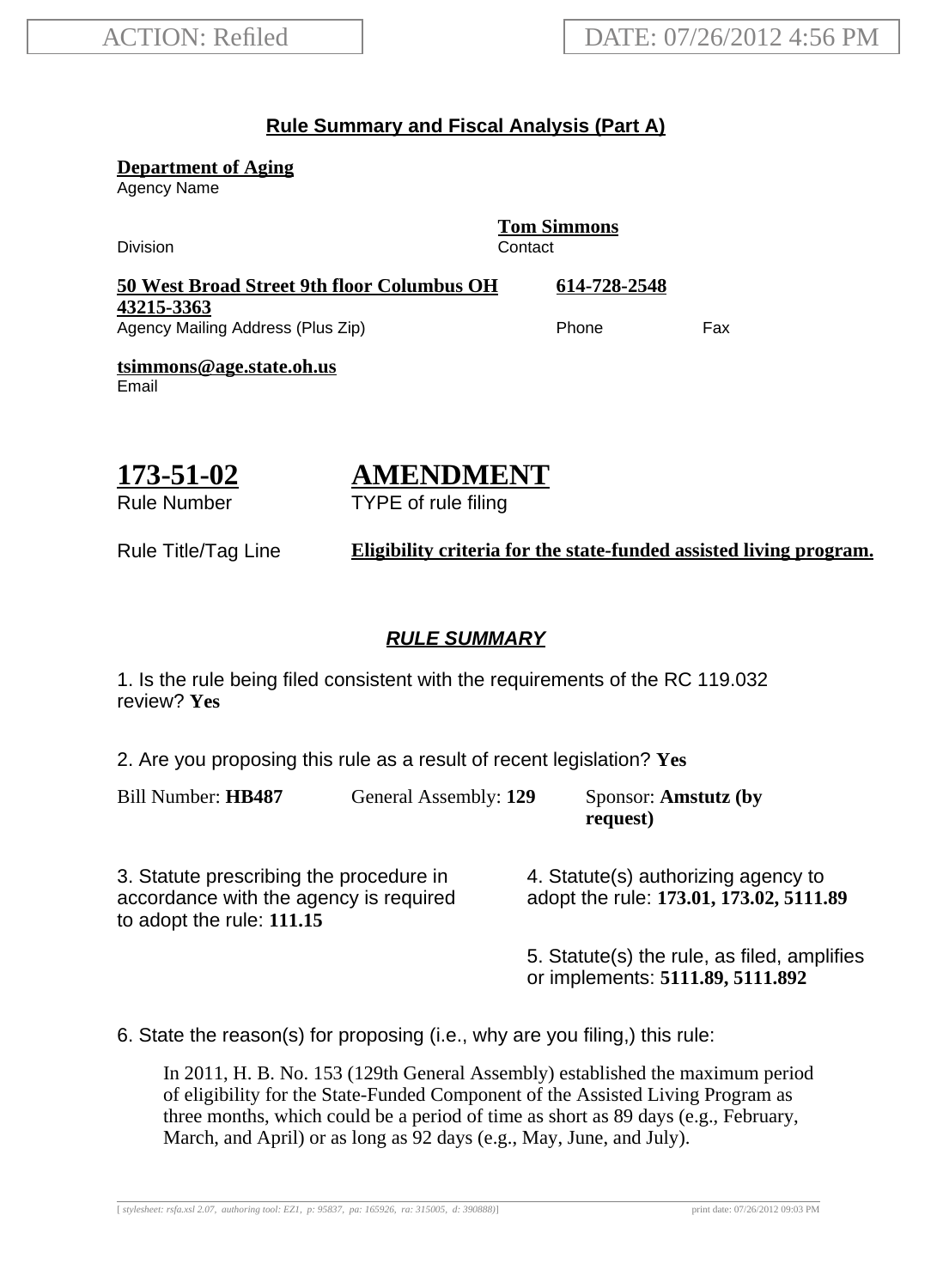ACTION: Refiled

DATE: 07/26/2012 4:56 PM

## Rule Summary and Fiscal Analysis (Part A)

**Department of Aging**
Agency Name

Division

**Tom Simmons**
Contact

**50 West Broad Street 9th floor Columbus OH 43215-3363**
Agency Mailing Address (Plus Zip)

**614-728-2548**
Phone

Fax

**tsimmons@age.state.oh.us**
Email

# 173-51-02
Rule Number

# AMENDMENT
TYPE of rule filing

Rule Title/Tag Line **Eligibility criteria for the state-funded assisted living program.**

## *RULE SUMMARY*

1. Is the rule being filed consistent with the requirements of the RC 119.032 review? **Yes**

2. Are you proposing this rule as a result of recent legislation? **Yes**

Bill Number: **HB487** General Assembly: **129** Sponsor: **Amstutz (by request)**

3. Statute prescribing the procedure in accordance with the agency is required to adopt the rule: **111.15**

4. Statute(s) authorizing agency to adopt the rule: **173.01, 173.02, 5111.89**

5. Statute(s) the rule, as filed, amplifies or implements: **5111.89, 5111.892**

6. State the reason(s) for proposing (i.e., why are you filing,) this rule:

In 2011, H. B. No. 153 (129th General Assembly) established the maximum period of eligibility for the State-Funded Component of the Assisted Living Program as three months, which could be a period of time as short as 89 days (e.g., February, March, and April) or as long as 92 days (e.g., May, June, and July).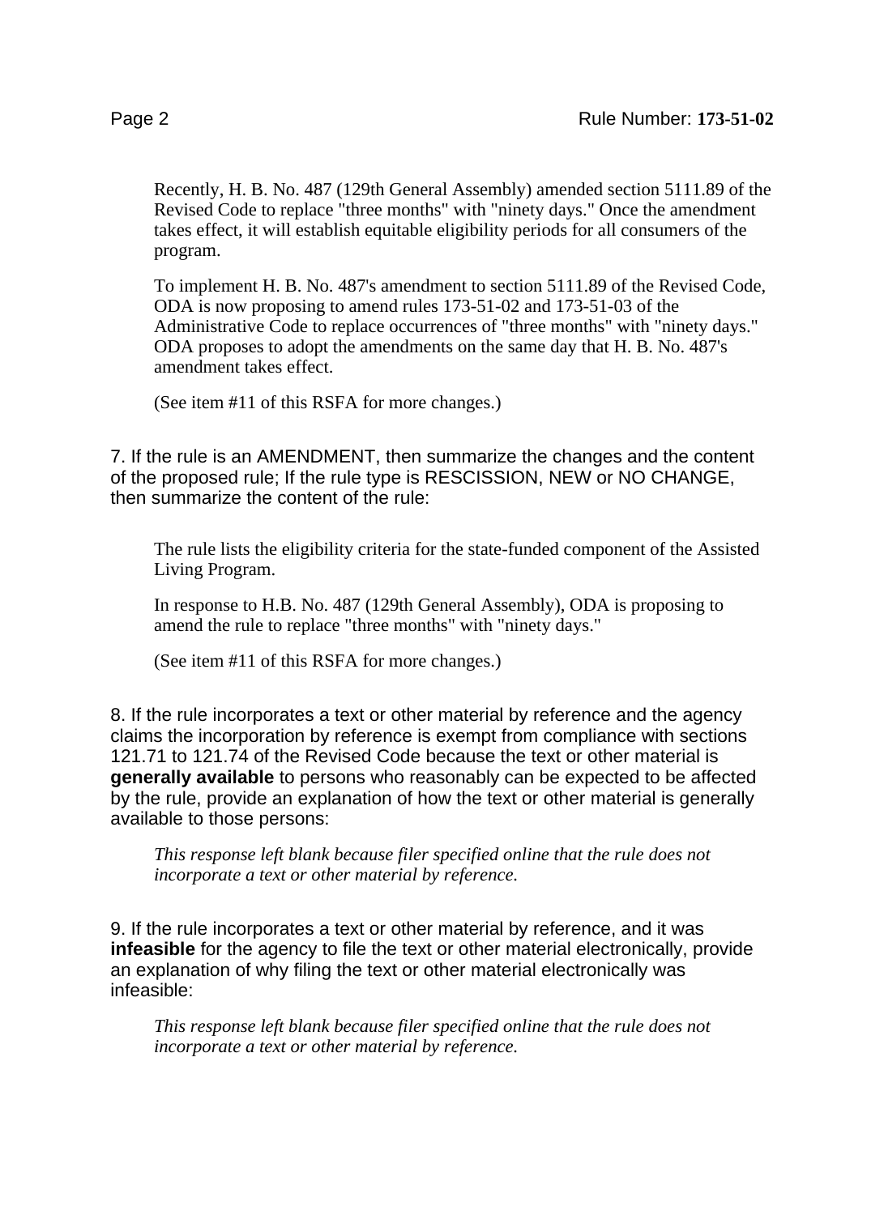Recently, H. B. No. 487 (129th General Assembly) amended section 5111.89 of the Revised Code to replace "three months" with "ninety days." Once the amendment takes effect, it will establish equitable eligibility periods for all consumers of the program.

To implement H. B. No. 487's amendment to section 5111.89 of the Revised Code, ODA is now proposing to amend rules 173-51-02 and 173-51-03 of the Administrative Code to replace occurrences of "three months" with "ninety days." ODA proposes to adopt the amendments on the same day that H. B. No. 487's amendment takes effect.

(See item #11 of this RSFA for more changes.)

7. If the rule is an AMENDMENT, then summarize the changes and the content of the proposed rule; If the rule type is RESCISSION, NEW or NO CHANGE, then summarize the content of the rule:

The rule lists the eligibility criteria for the state-funded component of the Assisted Living Program.

In response to H.B. No. 487 (129th General Assembly), ODA is proposing to amend the rule to replace "three months" with "ninety days."

(See item #11 of this RSFA for more changes.)

8. If the rule incorporates a text or other material by reference and the agency claims the incorporation by reference is exempt from compliance with sections 121.71 to 121.74 of the Revised Code because the text or other material is **generally available** to persons who reasonably can be expected to be affected by the rule, provide an explanation of how the text or other material is generally available to those persons:

*This response left blank because filer specified online that the rule does not incorporate a text or other material by reference.*

9. If the rule incorporates a text or other material by reference, and it was **infeasible** for the agency to file the text or other material electronically, provide an explanation of why filing the text or other material electronically was infeasible:

*This response left blank because filer specified online that the rule does not incorporate a text or other material by reference.*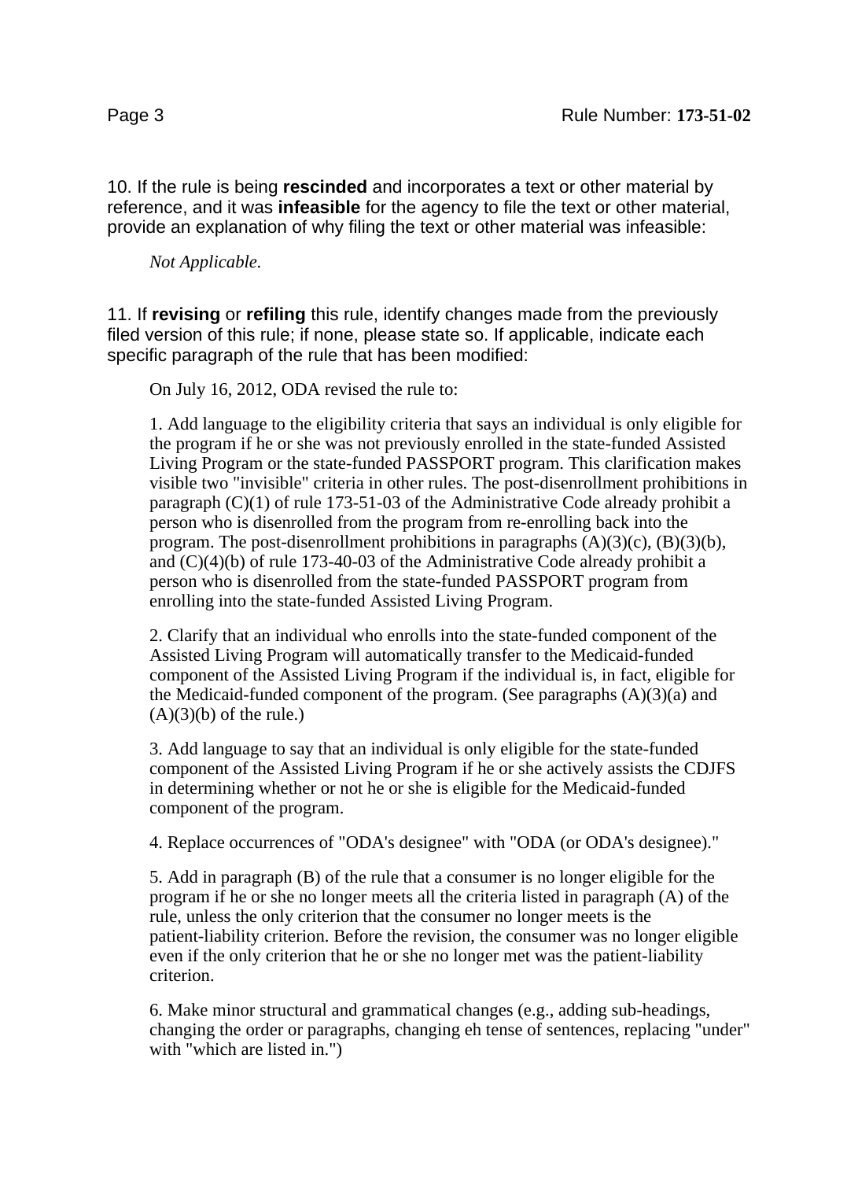10. If the rule is being **rescinded** and incorporates a text or other material by reference, and it was **infeasible** for the agency to file the text or other material, provide an explanation of why filing the text or other material was infeasible:

*Not Applicable.*

11. If **revising** or **refiling** this rule, identify changes made from the previously filed version of this rule; if none, please state so. If applicable, indicate each specific paragraph of the rule that has been modified:

On July 16, 2012, ODA revised the rule to:

1. Add language to the eligibility criteria that says an individual is only eligible for the program if he or she was not previously enrolled in the state-funded Assisted Living Program or the state-funded PASSPORT program. This clarification makes visible two "invisible" criteria in other rules. The post-disenrollment prohibitions in paragraph (C)(1) of rule 173-51-03 of the Administrative Code already prohibit a person who is disenrolled from the program from re-enrolling back into the program. The post-disenrollment prohibitions in paragraphs (A)(3)(c), (B)(3)(b), and (C)(4)(b) of rule 173-40-03 of the Administrative Code already prohibit a person who is disenrolled from the state-funded PASSPORT program from enrolling into the state-funded Assisted Living Program.

2. Clarify that an individual who enrolls into the state-funded component of the Assisted Living Program will automatically transfer to the Medicaid-funded component of the Assisted Living Program if the individual is, in fact, eligible for the Medicaid-funded component of the program. (See paragraphs (A)(3)(a) and (A)(3)(b) of the rule.)

3. Add language to say that an individual is only eligible for the state-funded component of the Assisted Living Program if he or she actively assists the CDJFS in determining whether or not he or she is eligible for the Medicaid-funded component of the program.

4. Replace occurrences of "ODA's designee" with "ODA (or ODA's designee)."

5. Add in paragraph (B) of the rule that a consumer is no longer eligible for the program if he or she no longer meets all the criteria listed in paragraph (A) of the rule, unless the only criterion that the consumer no longer meets is the patient-liability criterion. Before the revision, the consumer was no longer eligible even if the only criterion that he or she no longer met was the patient-liability criterion.

6. Make minor structural and grammatical changes (e.g., adding sub-headings, changing the order or paragraphs, changing eh tense of sentences, replacing "under" with "which are listed in.")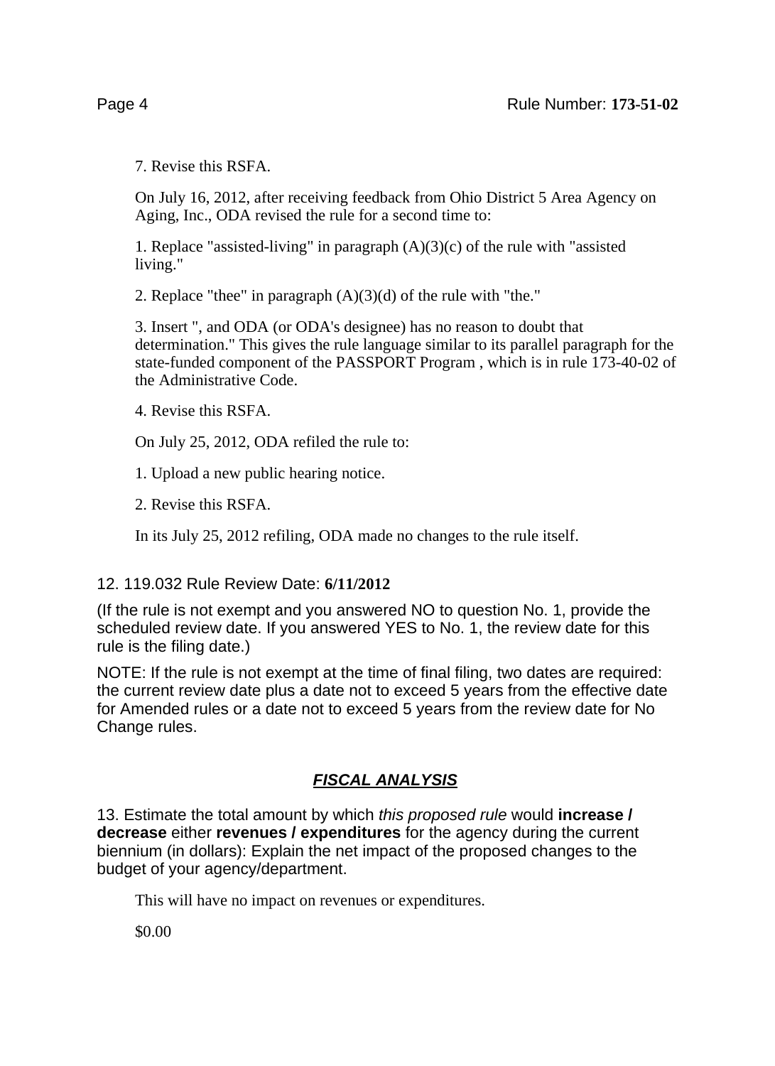7. Revise this RSFA.

On July 16, 2012, after receiving feedback from Ohio District 5 Area Agency on Aging, Inc., ODA revised the rule for a second time to:

1. Replace "assisted-living" in paragraph (A)(3)(c) of the rule with "assisted living."

2. Replace "thee" in paragraph (A)(3)(d) of the rule with "the."

3. Insert ", and ODA (or ODA's designee) has no reason to doubt that determination." This gives the rule language similar to its parallel paragraph for the state-funded component of the PASSPORT Program , which is in rule 173-40-02 of the Administrative Code.

4. Revise this RSFA.

On July 25, 2012, ODA refiled the rule to:

1. Upload a new public hearing notice.

2. Revise this RSFA.

In its July 25, 2012 refiling, ODA made no changes to the rule itself.

12. 119.032 Rule Review Date: **6/11/2012**

(If the rule is not exempt and you answered NO to question No. 1, provide the scheduled review date. If you answered YES to No. 1, the review date for this rule is the filing date.)

NOTE: If the rule is not exempt at the time of final filing, two dates are required: the current review date plus a date not to exceed 5 years from the effective date for Amended rules or a date not to exceed 5 years from the review date for No Change rules.

## ***FISCAL ANALYSIS***

13. Estimate the total amount by which *this proposed rule* would **increase / decrease** either **revenues / expenditures** for the agency during the current biennium (in dollars): Explain the net impact of the proposed changes to the budget of your agency/department.

This will have no impact on revenues or expenditures.

$0.00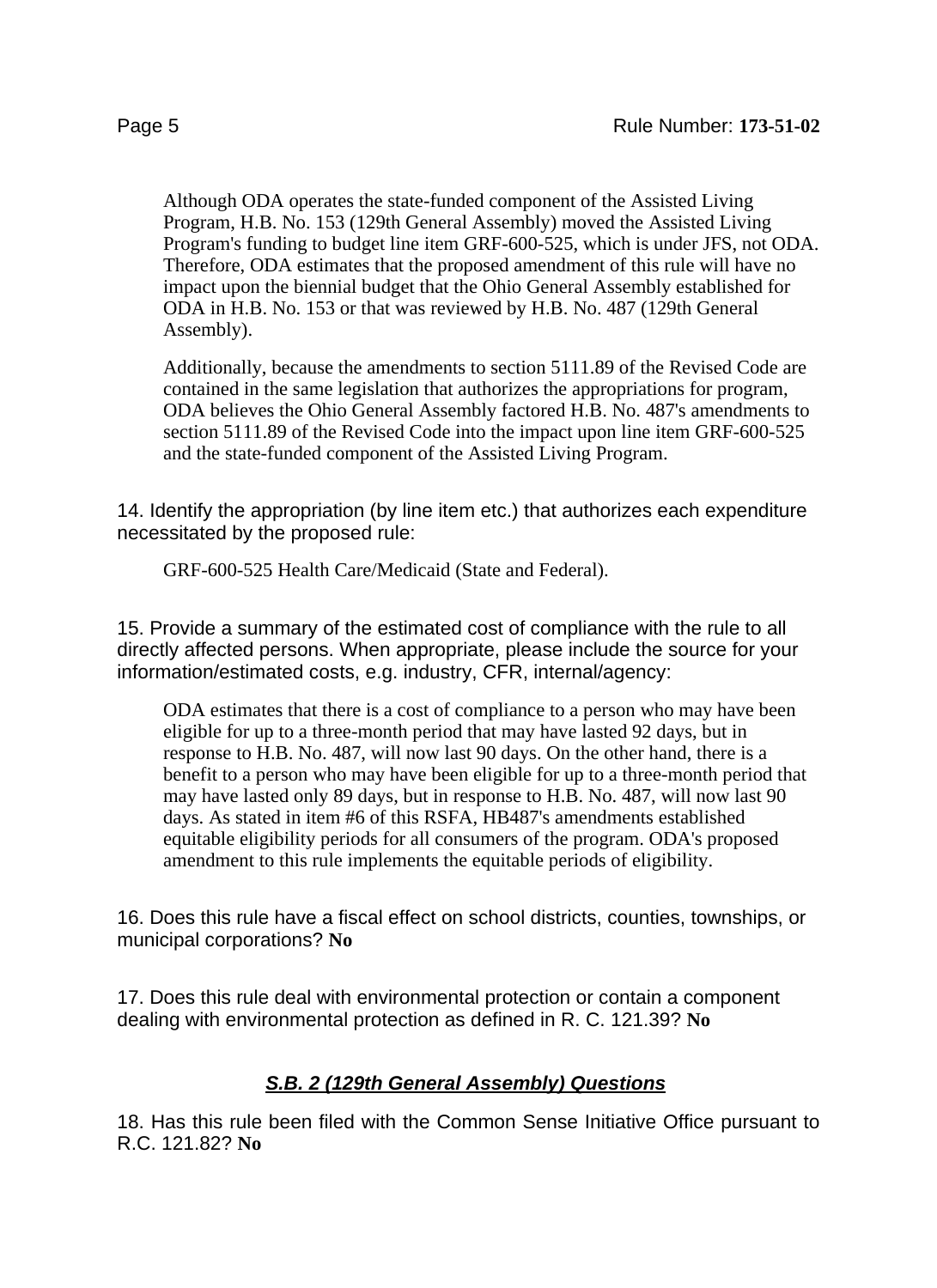Although ODA operates the state-funded component of the Assisted Living Program, H.B. No. 153 (129th General Assembly) moved the Assisted Living Program's funding to budget line item GRF-600-525, which is under JFS, not ODA. Therefore, ODA estimates that the proposed amendment of this rule will have no impact upon the biennial budget that the Ohio General Assembly established for ODA in H.B. No. 153 or that was reviewed by H.B. No. 487 (129th General Assembly).

Additionally, because the amendments to section 5111.89 of the Revised Code are contained in the same legislation that authorizes the appropriations for program, ODA believes the Ohio General Assembly factored H.B. No. 487's amendments to section 5111.89 of the Revised Code into the impact upon line item GRF-600-525 and the state-funded component of the Assisted Living Program.

14. Identify the appropriation (by line item etc.) that authorizes each expenditure necessitated by the proposed rule:

GRF-600-525 Health Care/Medicaid (State and Federal).

15. Provide a summary of the estimated cost of compliance with the rule to all directly affected persons. When appropriate, please include the source for your information/estimated costs, e.g. industry, CFR, internal/agency:

ODA estimates that there is a cost of compliance to a person who may have been eligible for up to a three-month period that may have lasted 92 days, but in response to H.B. No. 487, will now last 90 days. On the other hand, there is a benefit to a person who may have been eligible for up to a three-month period that may have lasted only 89 days, but in response to H.B. No. 487, will now last 90 days. As stated in item #6 of this RSFA, HB487's amendments established equitable eligibility periods for all consumers of the program. ODA's proposed amendment to this rule implements the equitable periods of eligibility.

16. Does this rule have a fiscal effect on school districts, counties, townships, or municipal corporations? **No**

17. Does this rule deal with environmental protection or contain a component dealing with environmental protection as defined in R. C. 121.39? **No**

## ***S.B. 2 (129th General Assembly) Questions***

18. Has this rule been filed with the Common Sense Initiative Office pursuant to R.C. 121.82? **No**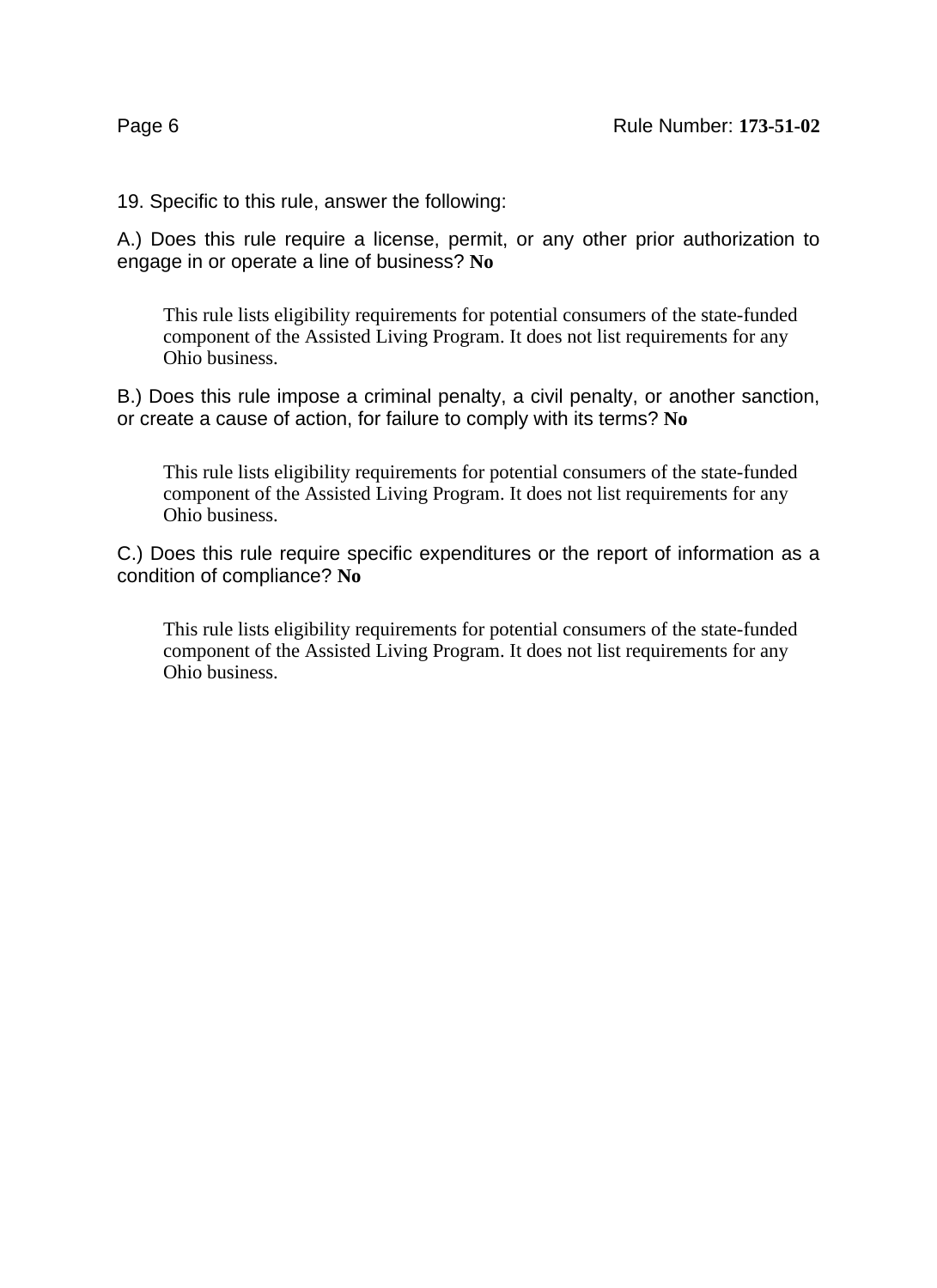19. Specific to this rule, answer the following:

A.) Does this rule require a license, permit, or any other prior authorization to engage in or operate a line of business? **No**

> This rule lists eligibility requirements for potential consumers of the state-funded component of the Assisted Living Program. It does not list requirements for any Ohio business.

B.) Does this rule impose a criminal penalty, a civil penalty, or another sanction, or create a cause of action, for failure to comply with its terms? **No**

> This rule lists eligibility requirements for potential consumers of the state-funded component of the Assisted Living Program. It does not list requirements for any Ohio business.

C.) Does this rule require specific expenditures or the report of information as a condition of compliance? **No**

> This rule lists eligibility requirements for potential consumers of the state-funded component of the Assisted Living Program. It does not list requirements for any Ohio business.